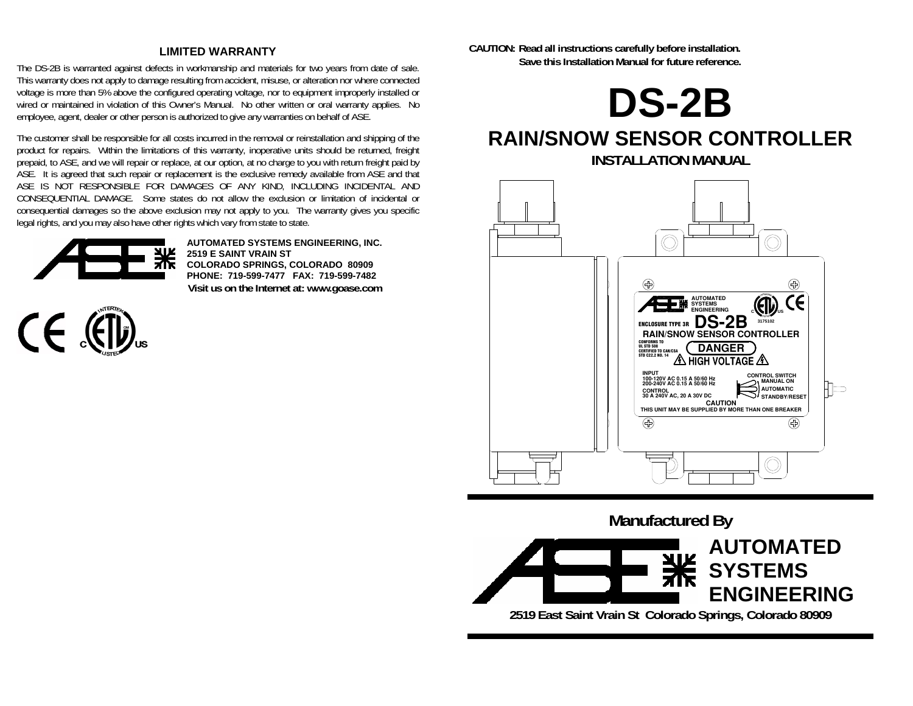## LIMITED WARRANTY

The DS-2B is warranted against defects in workmanship and materials for two years from date of sale. This warranty does not apply to damage resulting from accident, misuse, or alteration nor where connected voltage is more than 5% above the configured operating voltage, nor to equipment improperly installed or wired or maintained in violation of this Owner's Manual. No other written or oral warranty applies. No employee, agent, dealer or other person is authorized to give any warranties on behalf of ASE.

The customer shall be responsible for all costs incurred in the removal or reinstallation and shipping of the product for repairs. Within the limitations of this warranty, inoperative units should be returned, freight prepaid, to ASE, and we will repair or replace, at our option, at no charge to you with return freight paid by ASE. It is agreed that such repair or replacement is the exclusive remedy available from ASE and that ASE IS NOT RESPONSIBLE FOR DAMAGES OF ANY KIND, INCLUDING INCIDENTAL AND CONSEQUENTIAL DAMAGE. Some states do not allow the exclusion or limitation of incidental or consequential damages so the above exclusion may not apply to you. The warranty gives you specific legal rights, and you may also have other rights which vary from state to state.

**AUTOMATED SYSTEMS ENGINEERING, INC.**
**2519 E SAINT VRAIN ST**
**COLORADO SPRINGS, COLORADO 80909**
**PHONE: 719-599-7477 FAX: 719-599-7482**
**Visit us on the Internet at: www.goase.com**

**CAUTION: Read all instructions carefully before installation.**
**Save this Installation Manual for future reference.**

# DS-2B

## RAIN/SNOW SENSOR CONTROLLER

### INSTALLATION MANUAL

AUTOMATED SYSTEMS ENGINEERING

ENCLOSURE TYPE 3R **DS-2B** 3175102

RAIN/SNOW SENSOR CONTROLLER

CONFORMS TO UL STD 508
CERTIFIED TO CAN/CSA STD C22.2 NO. 14

DANGER
HIGH VOLTAGE

INPUT
100-120V AC 0.15 A 50/60 Hz
200-240V AC 0.15 A 50/60 Hz

CONTROL
30 A 240V AC, 20 A 30V DC

CONTROL SWITCH
MANUAL ON
AUTOMATIC
STANDBY/RESET

CAUTION
THIS UNIT MAY BE SUPPLIED BY MORE THAN ONE BREAKER

**Manufactured By**

**AUTOMATED SYSTEMS ENGINEERING**

**2519 East Saint Vrain St Colorado Springs, Colorado 80909**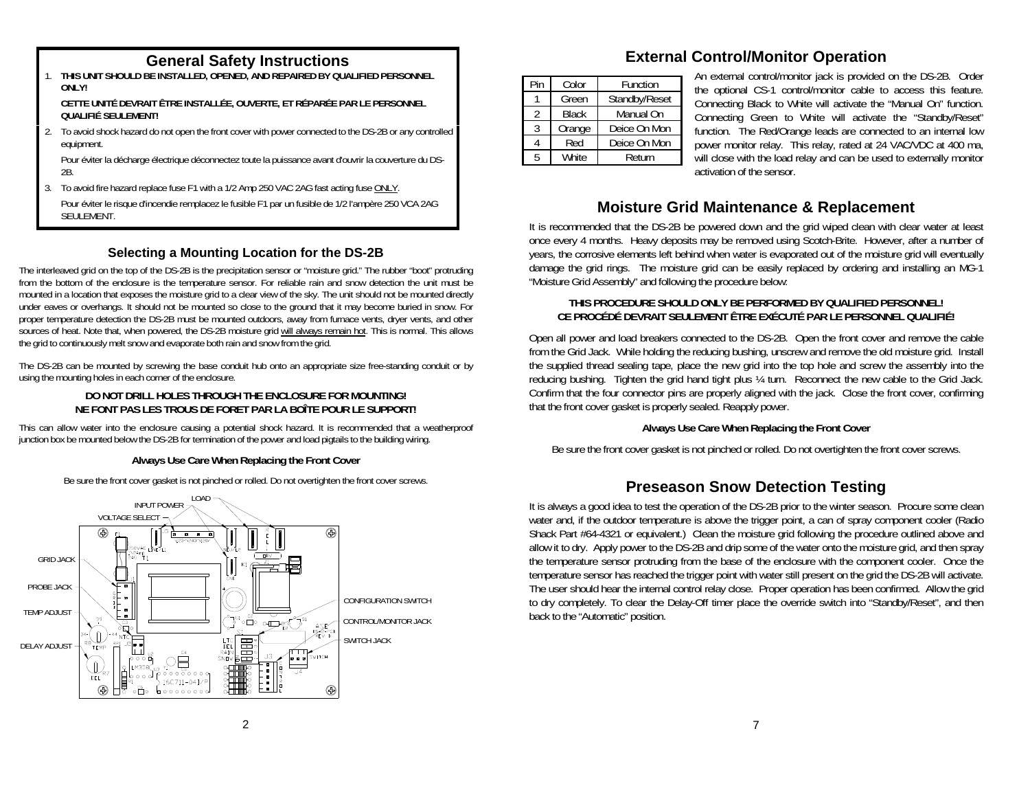## General Safety Instructions

1. **THIS UNIT SHOULD BE INSTALLED, OPENED, AND REPAIRED BY QUALIFIED PERSONNEL ONLY!**

   **CETTE UNITÉ DEVRAIT ÊTRE INSTALLÉE, OUVERTE, ET RÉPARÉE PAR LE PERSONNEL QUALIFIÉ SEULEMENT!**

2. To avoid shock hazard do not open the front cover with power connected to the DS-2B or any controlled equipment.

   Pour éviter la décharge électrique déconnectez toute la puissance avant d'ouvrir la couverture du DS-2B.

3. To avoid fire hazard replace fuse F1 with a 1/2 Amp 250 VAC 2AG fast acting fuse ONLY.

   Pour éviter le risque d'incendie remplacez le fusible F1 par un fusible de 1/2 l'ampère 250 VCA 2AG SEULEMENT.

### Selecting a Mounting Location for the DS-2B

The interleaved grid on the top of the DS-2B is the precipitation sensor or "moisture grid." The rubber "boot" protruding from the bottom of the enclosure is the temperature sensor. For reliable rain and snow detection the unit must be mounted in a location that exposes the moisture grid to a clear view of the sky. The unit should not be mounted directly under eaves or overhangs. It should not be mounted so close to the ground that it may become buried in snow. For proper temperature detection the DS-2B must be mounted outdoors, away from furnace vents, dryer vents, and other sources of heat. Note that, when powered, the DS-2B moisture grid will always remain hot. This is normal. This allows the grid to continuously melt snow and evaporate both rain and snow from the grid.

The DS-2B can be mounted by screwing the base conduit hub onto an appropriate size free-standing conduit or by using the mounting holes in each corner of the enclosure.

**DO NOT DRILL HOLES THROUGH THE ENCLOSURE FOR MOUNTING!**
**NE FONT PAS LES TROUS DE FORET PAR LA BOÎTE POUR LE SUPPORT!**

This can allow water into the enclosure causing a potential shock hazard. It is recommended that a weatherproof junction box be mounted below the DS-2B for termination of the power and load pigtails to the building wiring.

**Always Use Care When Replacing the Front Cover**

Be sure the front cover gasket is not pinched or rolled. Do not overtighten the front cover screws.

LOAD
INPUT POWER
VOLTAGE SELECT
GRID JACK
PROBE JACK
TEMP ADJUST
DELAY ADJUST
CONFIGURATION SWITCH
CONTROL/MONITOR JACK
SWITCH JACK

## External Control/Monitor Operation

| Pin | Color | Function |
|---|---|---|
| 1 | Green | Standby/Reset |
| 2 | Black | Manual On |
| 3 | Orange | Deice On Mon |
| 4 | Red | Deice On Mon |
| 5 | White | Return |

An external control/monitor jack is provided on the DS-2B. Order the optional CS-1 control/monitor cable to access this feature. Connecting Black to White will activate the "Manual On" function. Connecting Green to White will activate the "Standby/Reset" function. The Red/Orange leads are connected to an internal low power monitor relay. This relay, rated at 24 VAC/VDC at 400 ma, will close with the load relay and can be used to externally monitor activation of the sensor.

## Moisture Grid Maintenance & Replacement

It is recommended that the DS-2B be powered down and the grid wiped clean with clear water at least once every 4 months. Heavy deposits may be removed using Scotch-Brite. However, after a number of years, the corrosive elements left behind when water is evaporated out of the moisture grid will eventually damage the grid rings. The moisture grid can be easily replaced by ordering and installing an MG-1 "Moisture Grid Assembly" and following the procedure below:

**THIS PROCEDURE SHOULD ONLY BE PERFORMED BY QUALIFIED PERSONNEL!**
**CE PROCÉDÉ DEVRAIT SEULEMENT ÊTRE EXÉCUTÉ PAR LE PERSONNEL QUALIFIÉ!**

Open all power and load breakers connected to the DS-2B. Open the front cover and remove the cable from the Grid Jack. While holding the reducing bushing, unscrew and remove the old moisture grid. Install the supplied thread sealing tape, place the new grid into the top hole and screw the assembly into the reducing bushing. Tighten the grid hand tight plus ¼ turn. Reconnect the new cable to the Grid Jack. Confirm that the four connector pins are properly aligned with the jack. Close the front cover, confirming that the front cover gasket is properly sealed. Reapply power.

**Always Use Care When Replacing the Front Cover**

Be sure the front cover gasket is not pinched or rolled. Do not overtighten the front cover screws.

## Preseason Snow Detection Testing

It is always a good idea to test the operation of the DS-2B prior to the winter season. Procure some clean water and, if the outdoor temperature is above the trigger point, a can of spray component cooler (Radio Shack Part #64-4321 or equivalent.) Clean the moisture grid following the procedure outlined above and allow it to dry. Apply power to the DS-2B and drip some of the water onto the moisture grid, and then spray the temperature sensor protruding from the base of the enclosure with the component cooler. Once the temperature sensor has reached the trigger point with water still present on the grid the DS-2B will activate. The user should hear the internal control relay close. Proper operation has been confirmed. Allow the grid to dry completely. To clear the Delay-Off timer place the override switch into "Standby/Reset", and then back to the "Automatic" position.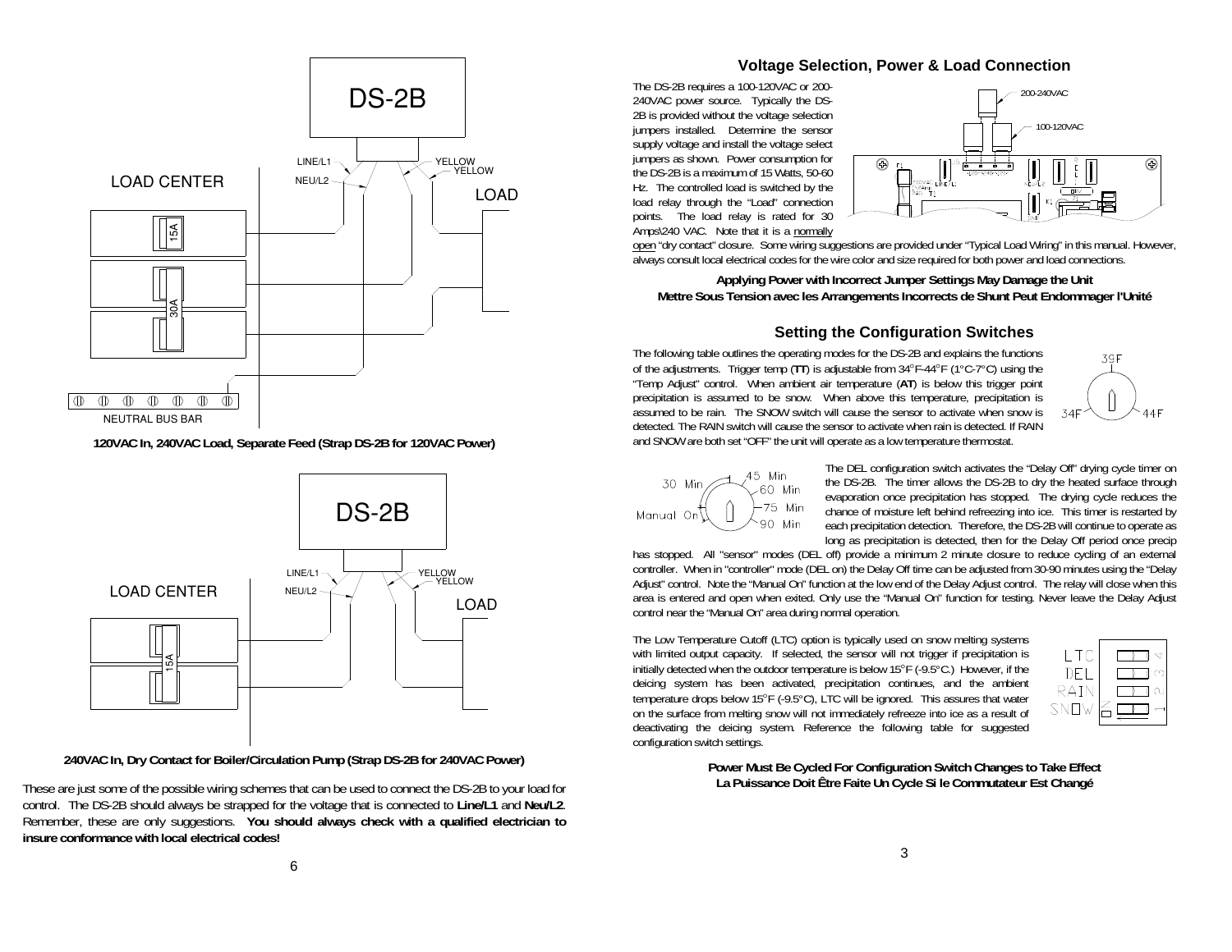**120VAC In, 240VAC Load, Separate Feed (Strap DS-2B for 120VAC Power)**

**240VAC In, Dry Contact for Boiler/Circulation Pump (Strap DS-2B for 240VAC Power)**

These are just some of the possible wiring schemes that can be used to connect the DS-2B to your load for control. The DS-2B should always be strapped for the voltage that is connected to **Line/L1** and **Neu/L2**. Remember, these are only suggestions. **You should always check with a qualified electrician to insure conformance with local electrical codes!**

## Voltage Selection, Power & Load Connection

The DS-2B requires a 100-120VAC or 200-240VAC power source. Typically the DS-2B is provided without the voltage selection jumpers installed. Determine the sensor supply voltage and install the voltage select jumpers as shown. Power consumption for the DS-2B is a maximum of 15 Watts, 50-60 Hz. The controlled load is switched by the load relay through the "Load" connection points. The load relay is rated for 30 Amps\240 VAC. Note that it is a normally open "dry contact" closure. Some wiring suggestions are provided under "Typical Load Wiring" in this manual. However, always consult local electrical codes for the wire color and size required for both power and load connections.

**Applying Power with Incorrect Jumper Settings May Damage the Unit**
**Mettre Sous Tension avec les Arrangements Incorrects de Shunt Peut Endommager l'Unité**

## Setting the Configuration Switches

The following table outlines the operating modes for the DS-2B and explains the functions of the adjustments. Trigger temp (**TT**) is adjustable from 34°F-44°F (1°C-7°C) using the "Temp Adjust" control. When ambient air temperature (**AT**) is below this trigger point precipitation is assumed to be snow. When above this temperature, precipitation is assumed to be rain. The SNOW switch will cause the sensor to activate when snow is detected. The RAIN switch will cause the sensor to activate when rain is detected. If RAIN and SNOW are both set "OFF" the unit will operate as a low temperature thermostat.

The DEL configuration switch activates the "Delay Off" drying cycle timer on the DS-2B. The timer allows the DS-2B to dry the heated surface through evaporation once precipitation has stopped. The drying cycle reduces the chance of moisture left behind refreezing into ice. This timer is restarted by each precipitation detection. Therefore, the DS-2B will continue to operate as long as precipitation is detected, then for the Delay Off period once precip has stopped. All "sensor" modes (DEL off) provide a minimum 2 minute closure to reduce cycling of an external controller. When in "controller" mode (DEL on) the Delay Off time can be adjusted from 30-90 minutes using the "Delay Adjust" control. Note the "Manual On" function at the low end of the Delay Adjust control. The relay will close when this area is entered and open when exited. Only use the "Manual On" function for testing. Never leave the Delay Adjust control near the "Manual On" area during normal operation.

The Low Temperature Cutoff (LTC) option is typically used on snow melting systems with limited output capacity. If selected, the sensor will not trigger if precipitation is initially detected when the outdoor temperature is below 15°F (-9.5°C.) However, if the deicing system has been activated, precipitation continues, and the ambient temperature drops below 15°F (-9.5°C), LTC will be ignored. This assures that water on the surface from melting snow will not immediately refreeze into ice as a result of deactivating the deicing system. Reference the following table for suggested configuration switch settings.

**Power Must Be Cycled For Configuration Switch Changes to Take Effect**
**La Puissance Doit Être Faite Un Cycle Si le Commutateur Est Changé**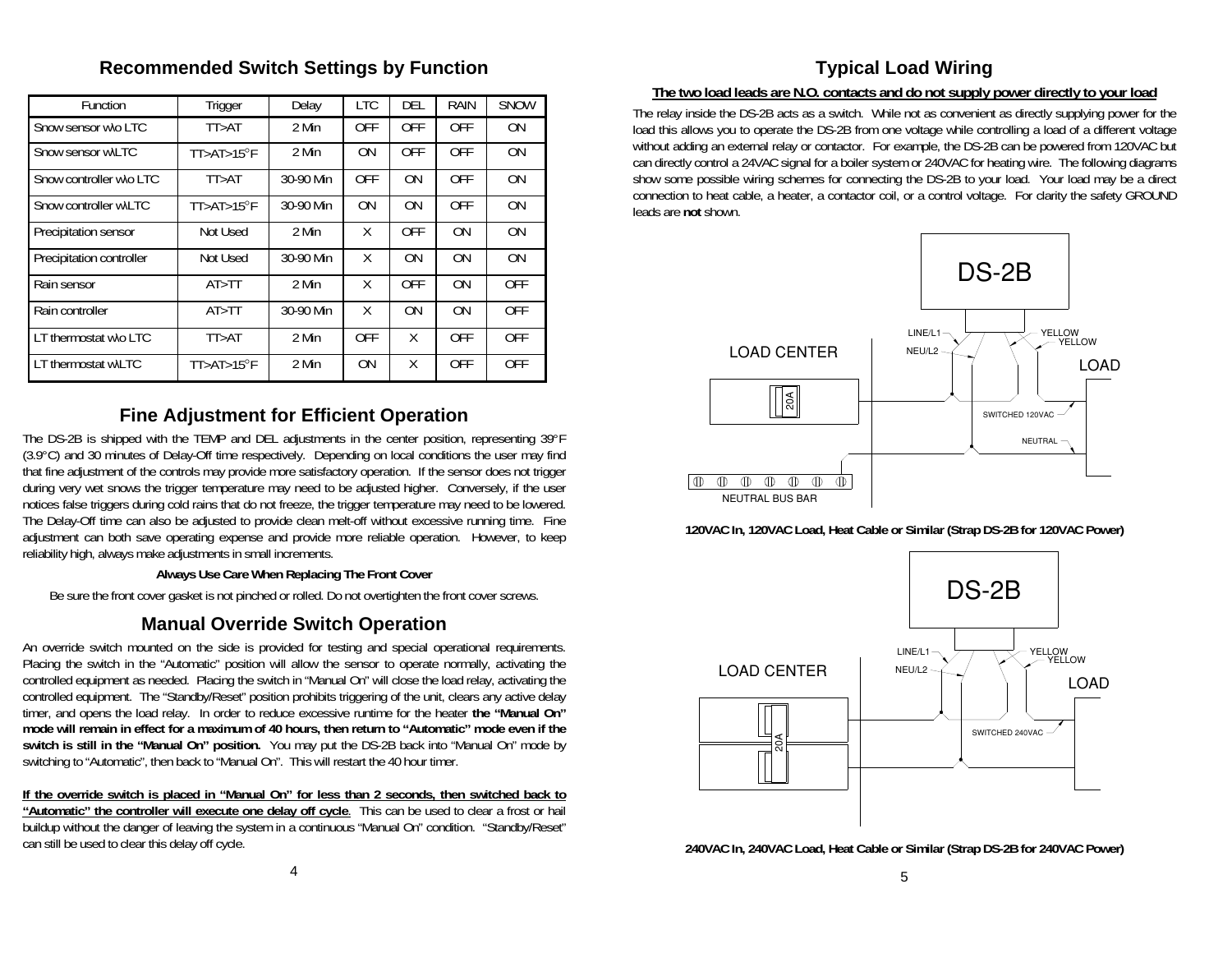## Recommended Switch Settings by Function

| Function | Trigger | Delay | LTC | DEL | RAIN | SNOW |
| --- | --- | --- | --- | --- | --- | --- |
| Snow sensor w\o LTC | TT>AT | 2 Min | OFF | OFF | OFF | ON |
| Snow sensor w\LTC | TT>AT>15°F | 2 Min | ON | OFF | OFF | ON |
| Snow controller w\o LTC | TT>AT | 30-90 Min | OFF | ON | OFF | ON |
| Snow controller w\LTC | TT>AT>15°F | 30-90 Min | ON | ON | OFF | ON |
| Precipitation sensor | Not Used | 2 Min | X | OFF | ON | ON |
| Precipitation controller | Not Used | 30-90 Min | X | ON | ON | ON |
| Rain sensor | AT>TT | 2 Min | X | OFF | ON | OFF |
| Rain controller | AT>TT | 30-90 Min | X | ON | ON | OFF |
| LT thermostat w\o LTC | TT>AT | 2 Min | OFF | X | OFF | OFF |
| LT thermostat w\LTC | TT>AT>15°F | 2 Min | ON | X | OFF | OFF |

## Fine Adjustment for Efficient Operation

The DS-2B is shipped with the TEMP and DEL adjustments in the center position, representing 39°F (3.9°C) and 30 minutes of Delay-Off time respectively. Depending on local conditions the user may find that fine adjustment of the controls may provide more satisfactory operation. If the sensor does not trigger during very wet snows the trigger temperature may need to be adjusted higher. Conversely, if the user notices false triggers during cold rains that do not freeze, the trigger temperature may need to be lowered. The Delay-Off time can also be adjusted to provide clean melt-off without excessive running time. Fine adjustment can both save operating expense and provide more reliable operation. However, to keep reliability high, always make adjustments in small increments.

**Always Use Care When Replacing The Front Cover**

Be sure the front cover gasket is not pinched or rolled. Do not overtighten the front cover screws.

## Manual Override Switch Operation

An override switch mounted on the side is provided for testing and special operational requirements. Placing the switch in the "Automatic" position will allow the sensor to operate normally, activating the controlled equipment as needed. Placing the switch in "Manual On" will close the load relay, activating the controlled equipment. The "Standby/Reset" position prohibits triggering of the unit, clears any active delay timer, and opens the load relay. In order to reduce excessive runtime for the heater **the "Manual On" mode will remain in effect for a maximum of 40 hours, then return to "Automatic" mode even if the switch is still in the "Manual On" position.** You may put the DS-2B back into "Manual On" mode by switching to "Automatic", then back to "Manual On". This will restart the 40 hour timer.

**If the override switch is placed in "Manual On" for less than 2 seconds, then switched back to "Automatic" the controller will execute one delay off cycle**. This can be used to clear a frost or hail buildup without the danger of leaving the system in a continuous "Manual On" condition. "Standby/Reset" can still be used to clear this delay off cycle.

## Typical Load Wiring

**The two load leads are N.O. contacts and do not supply power directly to your load**

The relay inside the DS-2B acts as a switch. While not as convenient as directly supplying power for the load this allows you to operate the DS-2B from one voltage while controlling a load of a different voltage without adding an external relay or contactor. For example, the DS-2B can be powered from 120VAC but can directly control a 24VAC signal for a boiler system or 240VAC for heating wire. The following diagrams show some possible wiring schemes for connecting the DS-2B to your load. Your load may be a direct connection to heat cable, a heater, a contactor coil, or a control voltage. For clarity the safety GROUND leads are **not** shown.

DS-2B
LINE/L1
NEU/L2
YELLOW
YELLOW
LOAD CENTER
LOAD
20A
SWITCHED 120VAC
NEUTRAL
NEUTRAL BUS BAR

**120VAC In, 120VAC Load, Heat Cable or Similar (Strap DS-2B for 120VAC Power)**

DS-2B
LINE/L1
NEU/L2
YELLOW
YELLOW
LOAD CENTER
LOAD
20A
SWITCHED 240VAC

**240VAC In, 240VAC Load, Heat Cable or Similar (Strap DS-2B for 240VAC Power)**